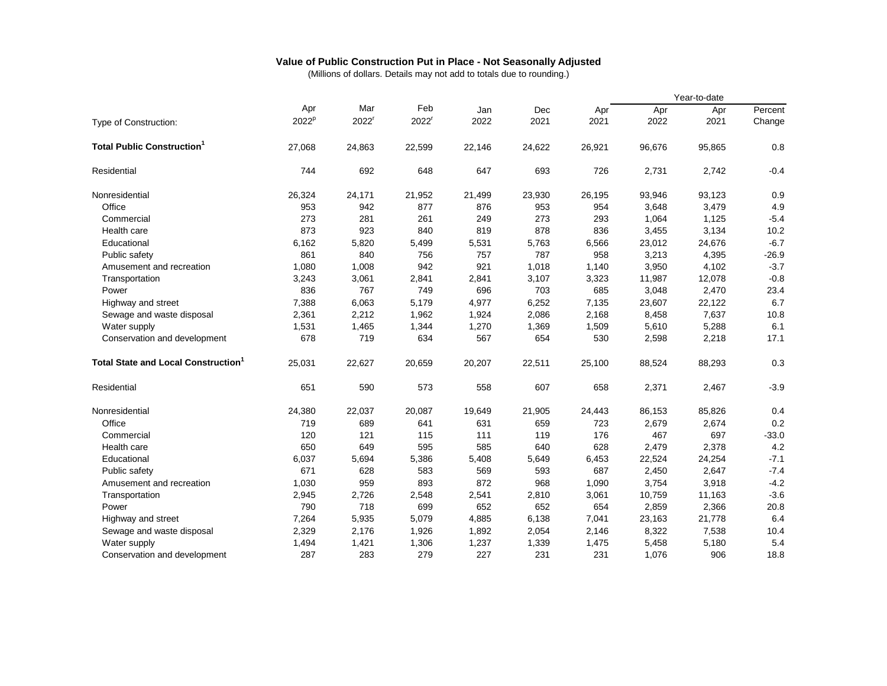# Value of Public Construction Put in Place - Not Seasonally Adjusted

(Millions of dollars. Details may not add to totals due to rounding.)

| Type of Construction: | Apr 2022[p] | Mar 2022[r] | Feb 2022[r] | Jan 2022 | Dec 2021 | Apr 2021 | Year-to-date Apr 2022 | Year-to-date Apr 2021 | Year-to-date Percent Change |
|---|---|---|---|---|---|---|---|---|---|
| **Total Public Construction[1]** | 27,068 | 24,863 | 22,599 | 22,146 | 24,622 | 26,921 | 96,676 | 95,865 | 0.8 |
| Residential | 744 | 692 | 648 | 647 | 693 | 726 | 2,731 | 2,742 | -0.4 |
| Nonresidential | 26,324 | 24,171 | 21,952 | 21,499 | 23,930 | 26,195 | 93,946 | 93,123 | 0.9 |
| Office | 953 | 942 | 877 | 876 | 953 | 954 | 3,648 | 3,479 | 4.9 |
| Commercial | 273 | 281 | 261 | 249 | 273 | 293 | 1,064 | 1,125 | -5.4 |
| Health care | 873 | 923 | 840 | 819 | 878 | 836 | 3,455 | 3,134 | 10.2 |
| Educational | 6,162 | 5,820 | 5,499 | 5,531 | 5,763 | 6,566 | 23,012 | 24,676 | -6.7 |
| Public safety | 861 | 840 | 756 | 757 | 787 | 958 | 3,213 | 4,395 | -26.9 |
| Amusement and recreation | 1,080 | 1,008 | 942 | 921 | 1,018 | 1,140 | 3,950 | 4,102 | -3.7 |
| Transportation | 3,243 | 3,061 | 2,841 | 2,841 | 3,107 | 3,323 | 11,987 | 12,078 | -0.8 |
| Power | 836 | 767 | 749 | 696 | 703 | 685 | 3,048 | 2,470 | 23.4 |
| Highway and street | 7,388 | 6,063 | 5,179 | 4,977 | 6,252 | 7,135 | 23,607 | 22,122 | 6.7 |
| Sewage and waste disposal | 2,361 | 2,212 | 1,962 | 1,924 | 2,086 | 2,168 | 8,458 | 7,637 | 10.8 |
| Water supply | 1,531 | 1,465 | 1,344 | 1,270 | 1,369 | 1,509 | 5,610 | 5,288 | 6.1 |
| Conservation and development | 678 | 719 | 634 | 567 | 654 | 530 | 2,598 | 2,218 | 17.1 |
| **Total State and Local Construction[1]** | 25,031 | 22,627 | 20,659 | 20,207 | 22,511 | 25,100 | 88,524 | 88,293 | 0.3 |
| Residential | 651 | 590 | 573 | 558 | 607 | 658 | 2,371 | 2,467 | -3.9 |
| Nonresidential | 24,380 | 22,037 | 20,087 | 19,649 | 21,905 | 24,443 | 86,153 | 85,826 | 0.4 |
| Office | 719 | 689 | 641 | 631 | 659 | 723 | 2,679 | 2,674 | 0.2 |
| Commercial | 120 | 121 | 115 | 111 | 119 | 176 | 467 | 697 | -33.0 |
| Health care | 650 | 649 | 595 | 585 | 640 | 628 | 2,479 | 2,378 | 4.2 |
| Educational | 6,037 | 5,694 | 5,386 | 5,408 | 5,649 | 6,453 | 22,524 | 24,254 | -7.1 |
| Public safety | 671 | 628 | 583 | 569 | 593 | 687 | 2,450 | 2,647 | -7.4 |
| Amusement and recreation | 1,030 | 959 | 893 | 872 | 968 | 1,090 | 3,754 | 3,918 | -4.2 |
| Transportation | 2,945 | 2,726 | 2,548 | 2,541 | 2,810 | 3,061 | 10,759 | 11,163 | -3.6 |
| Power | 790 | 718 | 699 | 652 | 652 | 654 | 2,859 | 2,366 | 20.8 |
| Highway and street | 7,264 | 5,935 | 5,079 | 4,885 | 6,138 | 7,041 | 23,163 | 21,778 | 6.4 |
| Sewage and waste disposal | 2,329 | 2,176 | 1,926 | 1,892 | 2,054 | 2,146 | 8,322 | 7,538 | 10.4 |
| Water supply | 1,494 | 1,421 | 1,306 | 1,237 | 1,339 | 1,475 | 5,458 | 5,180 | 5.4 |
| Conservation and development | 287 | 283 | 279 | 227 | 231 | 231 | 1,076 | 906 | 18.8 |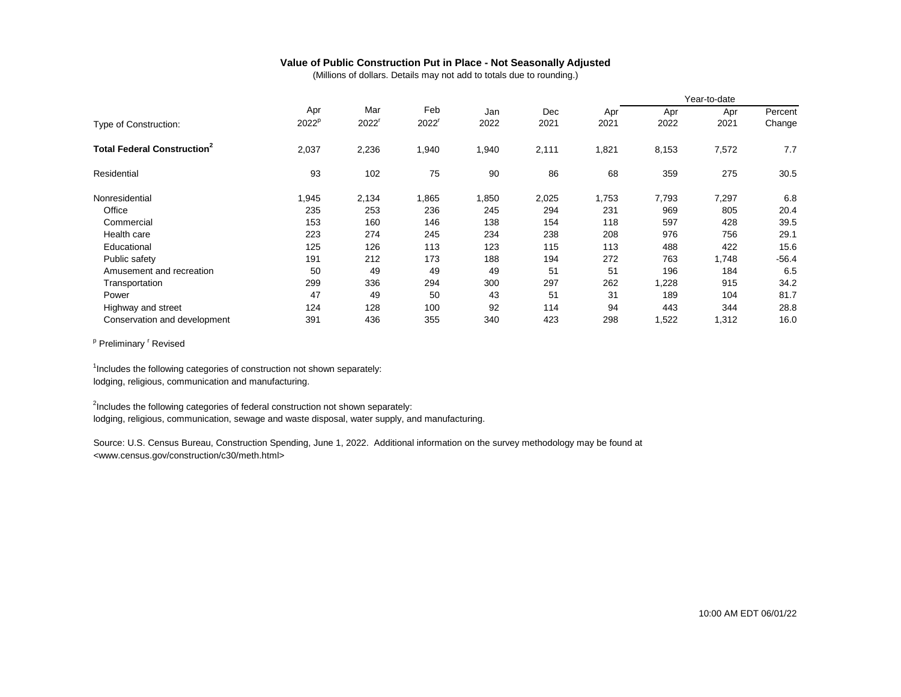## Value of Public Construction Put in Place - Not Seasonally Adjusted

(Millions of dollars. Details may not add to totals due to rounding.)

| Type of Construction: | Apr 2022[p] | Mar 2022[r] | Feb 2022[r] | Jan 2022 | Dec 2021 | Apr 2021 | Year-to-date Apr 2022 | Year-to-date Apr 2021 | Year-to-date Percent Change |
|---|---|---|---|---|---|---|---|---|---|
| **Total Federal Construction[2]** | 2,037 | 2,236 | 1,940 | 1,940 | 2,111 | 1,821 | 8,153 | 7,572 | 7.7 |
| Residential | 93 | 102 | 75 | 90 | 86 | 68 | 359 | 275 | 30.5 |
| Nonresidential | 1,945 | 2,134 | 1,865 | 1,850 | 2,025 | 1,753 | 7,793 | 7,297 | 6.8 |
| Office | 235 | 253 | 236 | 245 | 294 | 231 | 969 | 805 | 20.4 |
| Commercial | 153 | 160 | 146 | 138 | 154 | 118 | 597 | 428 | 39.5 |
| Health care | 223 | 274 | 245 | 234 | 238 | 208 | 976 | 756 | 29.1 |
| Educational | 125 | 126 | 113 | 123 | 115 | 113 | 488 | 422 | 15.6 |
| Public safety | 191 | 212 | 173 | 188 | 194 | 272 | 763 | 1,748 | -56.4 |
| Amusement and recreation | 50 | 49 | 49 | 49 | 51 | 51 | 196 | 184 | 6.5 |
| Transportation | 299 | 336 | 294 | 300 | 297 | 262 | 1,228 | 915 | 34.2 |
| Power | 47 | 49 | 50 | 43 | 51 | 31 | 189 | 104 | 81.7 |
| Highway and street | 124 | 128 | 100 | 92 | 114 | 94 | 443 | 344 | 28.8 |
| Conservation and development | 391 | 436 | 355 | 340 | 423 | 298 | 1,522 | 1,312 | 16.0 |

[p] Preliminary [r] Revised

[1]Includes the following categories of construction not shown separately:
lodging, religious, communication and manufacturing.

[2]Includes the following categories of federal construction not shown separately:
lodging, religious, communication, sewage and waste disposal, water supply, and manufacturing.

Source: U.S. Census Bureau, Construction Spending, June 1, 2022. Additional information on the survey methodology may be found at
<www.census.gov/construction/c30/meth.html>

10:00 AM EDT 06/01/22